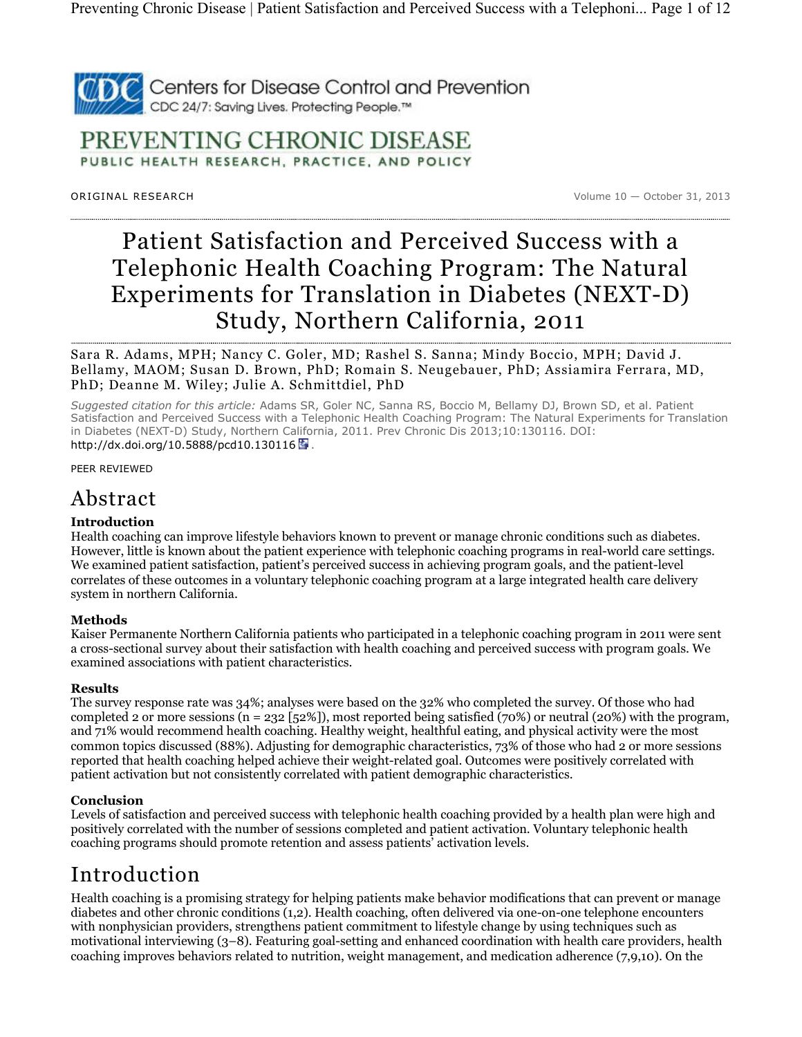ORIGINAL RESEARCH — Volume 10 — October 31, 2013

# Patient Satisfaction and Perceived Success with a Telephonic Health Coaching Program: The Natural Experiments for Translation in Diabetes (NEXT-D) Study, Northern California, 2011

Sara R. Adams, MPH; Nancy C. Goler, MD; Rashel S. Sanna; Mindy Boccio, MPH; David J. Bellamy, MAOM; Susan D. Brown, PhD; Romain S. Neugebauer, PhD; Assiamira Ferrara, MD, PhD; Deanne M. Wiley; Julie A. Schmittdiel, PhD

*Suggested citation for this article:* Adams SR, Goler NC, Sanna RS, Boccio M, Bellamy DJ, Brown SD, et al. Patient Satisfaction and Perceived Success with a Telephonic Health Coaching Program: The Natural Experiments for Translation in Diabetes (NEXT-D) Study, Northern California, 2011. Prev Chronic Dis 2013;10:130116. DOI: http://dx.doi.org/10.5888/pcd10.130116.

PEER REVIEWED

## Abstract

### Introduction

Health coaching can improve lifestyle behaviors known to prevent or manage chronic conditions such as diabetes. However, little is known about the patient experience with telephonic coaching programs in real-world care settings. We examined patient satisfaction, patient's perceived success in achieving program goals, and the patient-level correlates of these outcomes in a voluntary telephonic coaching program at a large integrated health care delivery system in northern California.

### Methods

Kaiser Permanente Northern California patients who participated in a telephonic coaching program in 2011 were sent a cross-sectional survey about their satisfaction with health coaching and perceived success with program goals. We examined associations with patient characteristics.

### Results

The survey response rate was 34%; analyses were based on the 32% who completed the survey. Of those who had completed 2 or more sessions (n = 232 [52%]), most reported being satisfied (70%) or neutral (20%) with the program, and 71% would recommend health coaching. Healthy weight, healthful eating, and physical activity were the most common topics discussed (88%). Adjusting for demographic characteristics, 73% of those who had 2 or more sessions reported that health coaching helped achieve their weight-related goal. Outcomes were positively correlated with patient activation but not consistently correlated with patient demographic characteristics.

### Conclusion

Levels of satisfaction and perceived success with telephonic health coaching provided by a health plan were high and positively correlated with the number of sessions completed and patient activation. Voluntary telephonic health coaching programs should promote retention and assess patients' activation levels.

## Introduction

Health coaching is a promising strategy for helping patients make behavior modifications that can prevent or manage diabetes and other chronic conditions (1,2). Health coaching, often delivered via one-on-one telephone encounters with nonphysician providers, strengthens patient commitment to lifestyle change by using techniques such as motivational interviewing (3–8). Featuring goal-setting and enhanced coordination with health care providers, health coaching improves behaviors related to nutrition, weight management, and medication adherence (7,9,10). On the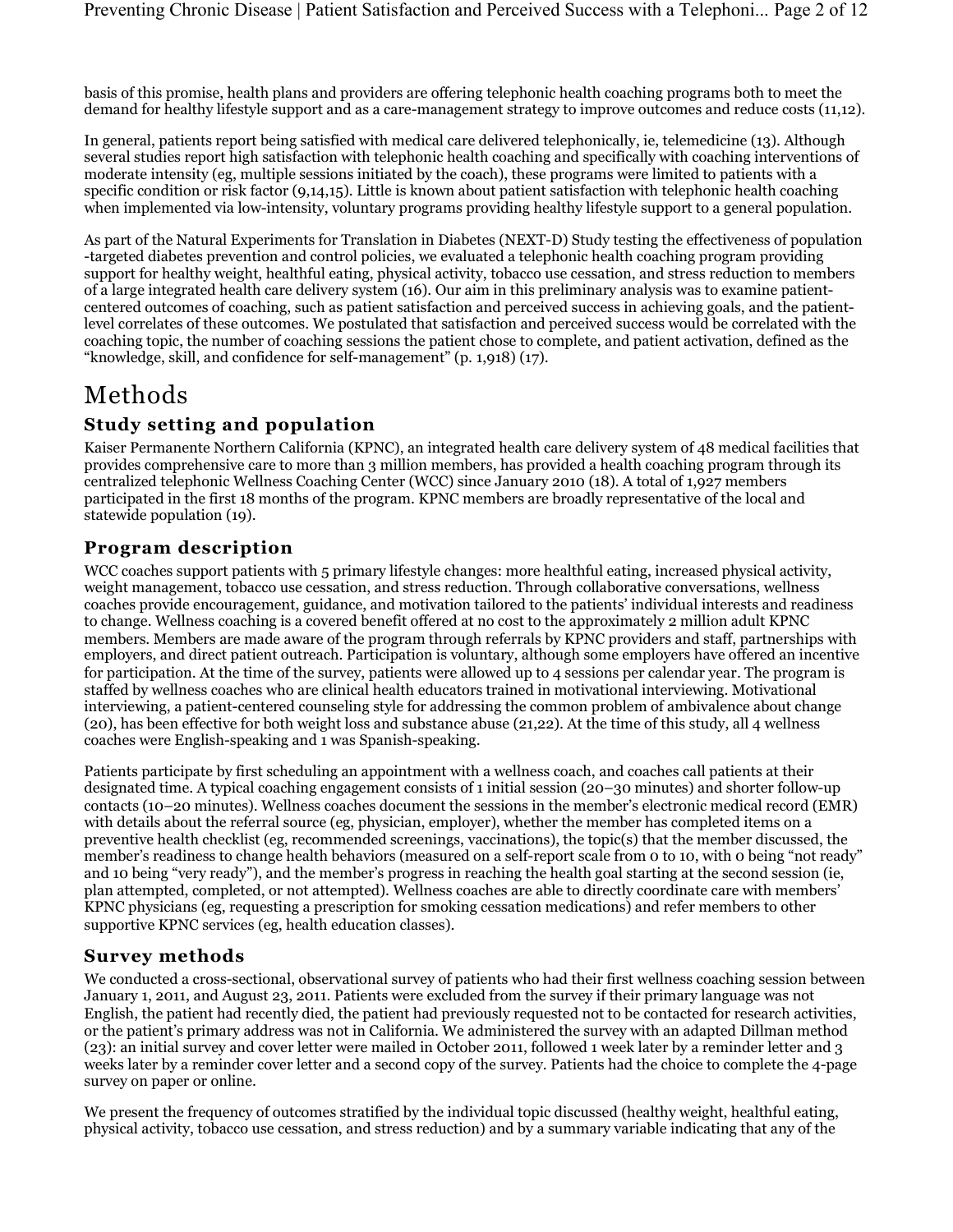basis of this promise, health plans and providers are offering telephonic health coaching programs both to meet the demand for healthy lifestyle support and as a care-management strategy to improve outcomes and reduce costs (11,12).

In general, patients report being satisfied with medical care delivered telephonically, ie, telemedicine (13). Although several studies report high satisfaction with telephonic health coaching and specifically with coaching interventions of moderate intensity (eg, multiple sessions initiated by the coach), these programs were limited to patients with a specific condition or risk factor (9,14,15). Little is known about patient satisfaction with telephonic health coaching when implemented via low-intensity, voluntary programs providing healthy lifestyle support to a general population.

As part of the Natural Experiments for Translation in Diabetes (NEXT-D) Study testing the effectiveness of population-targeted diabetes prevention and control policies, we evaluated a telephonic health coaching program providing support for healthy weight, healthful eating, physical activity, tobacco use cessation, and stress reduction to members of a large integrated health care delivery system (16). Our aim in this preliminary analysis was to examine patient-centered outcomes of coaching, such as patient satisfaction and perceived success in achieving goals, and the patient-level correlates of these outcomes. We postulated that satisfaction and perceived success would be correlated with the coaching topic, the number of coaching sessions the patient chose to complete, and patient activation, defined as the "knowledge, skill, and confidence for self-management" (p. 1,918) (17).

# Methods

## Study setting and population

Kaiser Permanente Northern California (KPNC), an integrated health care delivery system of 48 medical facilities that provides comprehensive care to more than 3 million members, has provided a health coaching program through its centralized telephonic Wellness Coaching Center (WCC) since January 2010 (18). A total of 1,927 members participated in the first 18 months of the program. KPNC members are broadly representative of the local and statewide population (19).

## Program description

WCC coaches support patients with 5 primary lifestyle changes: more healthful eating, increased physical activity, weight management, tobacco use cessation, and stress reduction. Through collaborative conversations, wellness coaches provide encouragement, guidance, and motivation tailored to the patients' individual interests and readiness to change. Wellness coaching is a covered benefit offered at no cost to the approximately 2 million adult KPNC members. Members are made aware of the program through referrals by KPNC providers and staff, partnerships with employers, and direct patient outreach. Participation is voluntary, although some employers have offered an incentive for participation. At the time of the survey, patients were allowed up to 4 sessions per calendar year. The program is staffed by wellness coaches who are clinical health educators trained in motivational interviewing. Motivational interviewing, a patient-centered counseling style for addressing the common problem of ambivalence about change (20), has been effective for both weight loss and substance abuse (21,22). At the time of this study, all 4 wellness coaches were English-speaking and 1 was Spanish-speaking.

Patients participate by first scheduling an appointment with a wellness coach, and coaches call patients at their designated time. A typical coaching engagement consists of 1 initial session (20–30 minutes) and shorter follow-up contacts (10–20 minutes). Wellness coaches document the sessions in the member's electronic medical record (EMR) with details about the referral source (eg, physician, employer), whether the member has completed items on a preventive health checklist (eg, recommended screenings, vaccinations), the topic(s) that the member discussed, the member's readiness to change health behaviors (measured on a self-report scale from 0 to 10, with 0 being "not ready" and 10 being "very ready"), and the member's progress in reaching the health goal starting at the second session (ie, plan attempted, completed, or not attempted). Wellness coaches are able to directly coordinate care with members' KPNC physicians (eg, requesting a prescription for smoking cessation medications) and refer members to other supportive KPNC services (eg, health education classes).

## Survey methods

We conducted a cross-sectional, observational survey of patients who had their first wellness coaching session between January 1, 2011, and August 23, 2011. Patients were excluded from the survey if their primary language was not English, the patient had recently died, the patient had previously requested not to be contacted for research activities, or the patient's primary address was not in California. We administered the survey with an adapted Dillman method (23): an initial survey and cover letter were mailed in October 2011, followed 1 week later by a reminder letter and 3 weeks later by a reminder cover letter and a second copy of the survey. Patients had the choice to complete the 4-page survey on paper or online.

We present the frequency of outcomes stratified by the individual topic discussed (healthy weight, healthful eating, physical activity, tobacco use cessation, and stress reduction) and by a summary variable indicating that any of the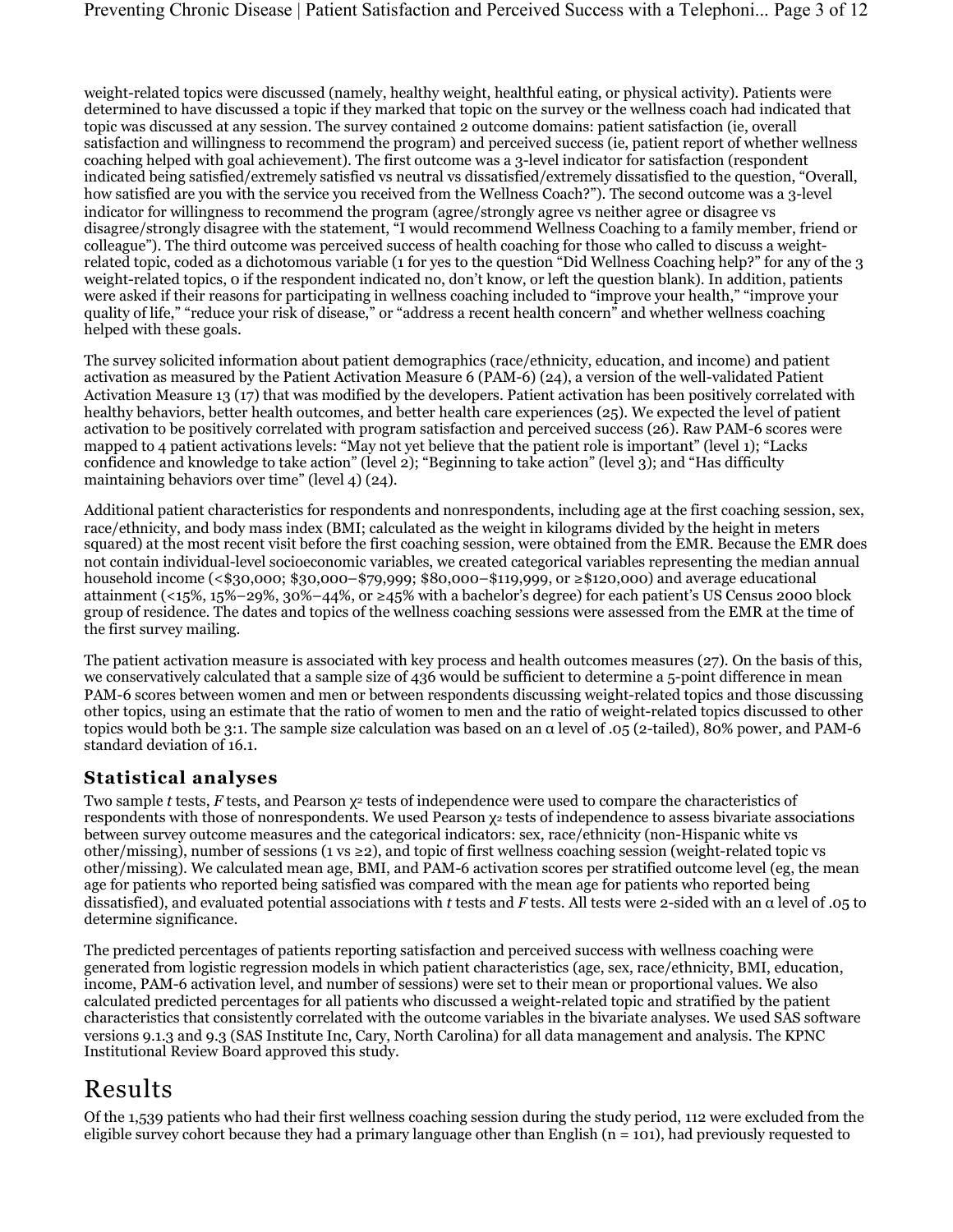weight-related topics were discussed (namely, healthy weight, healthful eating, or physical activity). Patients were determined to have discussed a topic if they marked that topic on the survey or the wellness coach had indicated that topic was discussed at any session. The survey contained 2 outcome domains: patient satisfaction (ie, overall satisfaction and willingness to recommend the program) and perceived success (ie, patient report of whether wellness coaching helped with goal achievement). The first outcome was a 3-level indicator for satisfaction (respondent indicated being satisfied/extremely satisfied vs neutral vs dissatisfied/extremely dissatisfied to the question, "Overall, how satisfied are you with the service you received from the Wellness Coach?"). The second outcome was a 3-level indicator for willingness to recommend the program (agree/strongly agree vs neither agree or disagree vs disagree/strongly disagree with the statement, "I would recommend Wellness Coaching to a family member, friend or colleague"). The third outcome was perceived success of health coaching for those who called to discuss a weight-related topic, coded as a dichotomous variable (1 for yes to the question "Did Wellness Coaching help?" for any of the 3 weight-related topics, 0 if the respondent indicated no, don't know, or left the question blank). In addition, patients were asked if their reasons for participating in wellness coaching included to "improve your health," "improve your quality of life," "reduce your risk of disease," or "address a recent health concern" and whether wellness coaching helped with these goals.

The survey solicited information about patient demographics (race/ethnicity, education, and income) and patient activation as measured by the Patient Activation Measure 6 (PAM-6) (24), a version of the well-validated Patient Activation Measure 13 (17) that was modified by the developers. Patient activation has been positively correlated with healthy behaviors, better health outcomes, and better health care experiences (25). We expected the level of patient activation to be positively correlated with program satisfaction and perceived success (26). Raw PAM-6 scores were mapped to 4 patient activations levels: "May not yet believe that the patient role is important" (level 1); "Lacks confidence and knowledge to take action" (level 2); "Beginning to take action" (level 3); and "Has difficulty maintaining behaviors over time" (level 4) (24).

Additional patient characteristics for respondents and nonrespondents, including age at the first coaching session, sex, race/ethnicity, and body mass index (BMI; calculated as the weight in kilograms divided by the height in meters squared) at the most recent visit before the first coaching session, were obtained from the EMR. Because the EMR does not contain individual-level socioeconomic variables, we created categorical variables representing the median annual household income (<\$30,000; \$30,000–\$79,999; \$80,000–\$119,999, or ≥\$120,000) and average educational attainment (<15%, 15%–29%, 30%–44%, or ≥45% with a bachelor's degree) for each patient's US Census 2000 block group of residence. The dates and topics of the wellness coaching sessions were assessed from the EMR at the time of the first survey mailing.

The patient activation measure is associated with key process and health outcomes measures (27). On the basis of this, we conservatively calculated that a sample size of 436 would be sufficient to determine a 5-point difference in mean PAM-6 scores between women and men or between respondents discussing weight-related topics and those discussing other topics, using an estimate that the ratio of women to men and the ratio of weight-related topics discussed to other topics would both be 3:1. The sample size calculation was based on an α level of .05 (2-tailed), 80% power, and PAM-6 standard deviation of 16.1.

## Statistical analyses

Two sample *t* tests, *F* tests, and Pearson $\chi^2$ tests of independence were used to compare the characteristics of respondents with those of nonrespondents. We used Pearson $\chi^2$ tests of independence to assess bivariate associations between survey outcome measures and the categorical indicators: sex, race/ethnicity (non-Hispanic white vs other/missing), number of sessions (1 vs ≥2), and topic of first wellness coaching session (weight-related topic vs other/missing). We calculated mean age, BMI, and PAM-6 activation scores per stratified outcome level (eg, the mean age for patients who reported being satisfied was compared with the mean age for patients who reported being dissatisfied), and evaluated potential associations with *t* tests and *F* tests. All tests were 2-sided with an α level of .05 to determine significance.

The predicted percentages of patients reporting satisfaction and perceived success with wellness coaching were generated from logistic regression models in which patient characteristics (age, sex, race/ethnicity, BMI, education, income, PAM-6 activation level, and number of sessions) were set to their mean or proportional values. We also calculated predicted percentages for all patients who discussed a weight-related topic and stratified by the patient characteristics that consistently correlated with the outcome variables in the bivariate analyses. We used SAS software versions 9.1.3 and 9.3 (SAS Institute Inc, Cary, North Carolina) for all data management and analysis. The KPNC Institutional Review Board approved this study.

# Results

Of the 1,539 patients who had their first wellness coaching session during the study period, 112 were excluded from the eligible survey cohort because they had a primary language other than English (n = 101), had previously requested to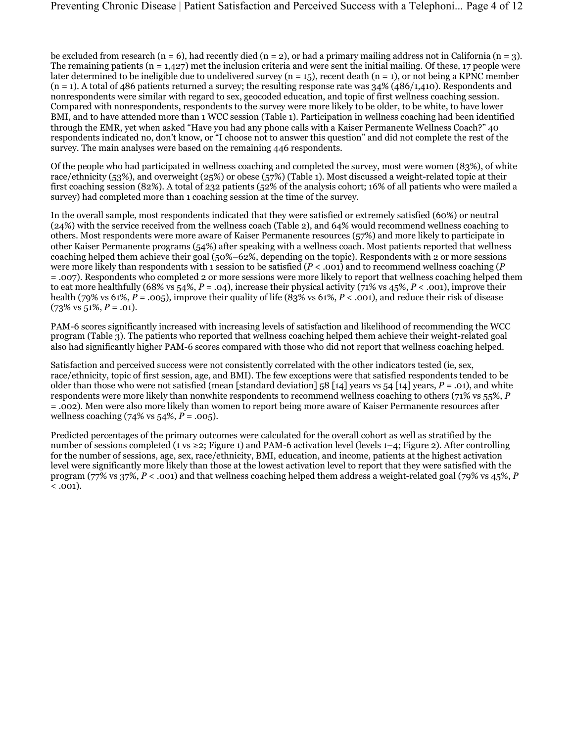be excluded from research (n = 6), had recently died (n = 2), or had a primary mailing address not in California (n = 3). The remaining patients (n = 1,427) met the inclusion criteria and were sent the initial mailing. Of these, 17 people were later determined to be ineligible due to undelivered survey (n = 15), recent death (n = 1), or not being a KPNC member (n = 1). A total of 486 patients returned a survey; the resulting response rate was 34% (486/1,410). Respondents and nonrespondents were similar with regard to sex, geocoded education, and topic of first wellness coaching session. Compared with nonrespondents, respondents to the survey were more likely to be older, to be white, to have lower BMI, and to have attended more than 1 WCC session (Table 1). Participation in wellness coaching had been identified through the EMR, yet when asked "Have you had any phone calls with a Kaiser Permanente Wellness Coach?" 40 respondents indicated no, don't know, or "I choose not to answer this question" and did not complete the rest of the survey. The main analyses were based on the remaining 446 respondents.

Of the people who had participated in wellness coaching and completed the survey, most were women (83%), of white race/ethnicity (53%), and overweight (25%) or obese (57%) (Table 1). Most discussed a weight-related topic at their first coaching session (82%). A total of 232 patients (52% of the analysis cohort; 16% of all patients who were mailed a survey) had completed more than 1 coaching session at the time of the survey.

In the overall sample, most respondents indicated that they were satisfied or extremely satisfied (60%) or neutral (24%) with the service received from the wellness coach (Table 2), and 64% would recommend wellness coaching to others. Most respondents were more aware of Kaiser Permanente resources (57%) and more likely to participate in other Kaiser Permanente programs (54%) after speaking with a wellness coach. Most patients reported that wellness coaching helped them achieve their goal (50%–62%, depending on the topic). Respondents with 2 or more sessions were more likely than respondents with 1 session to be satisfied (*P* < .001) and to recommend wellness coaching (*P* = .007). Respondents who completed 2 or more sessions were more likely to report that wellness coaching helped them to eat more healthfully (68% vs 54%, *P* = .04), increase their physical activity (71% vs 45%, *P* < .001), improve their health (79% vs 61%, *P* = .005), improve their quality of life (83% vs 61%, *P* < .001), and reduce their risk of disease (73% vs 51%, *P* = .01).

PAM-6 scores significantly increased with increasing levels of satisfaction and likelihood of recommending the WCC program (Table 3). The patients who reported that wellness coaching helped them achieve their weight-related goal also had significantly higher PAM-6 scores compared with those who did not report that wellness coaching helped.

Satisfaction and perceived success were not consistently correlated with the other indicators tested (ie, sex, race/ethnicity, topic of first session, age, and BMI). The few exceptions were that satisfied respondents tended to be older than those who were not satisfied (mean [standard deviation] 58 [14] years vs 54 [14] years, *P* = .01), and white respondents were more likely than nonwhite respondents to recommend wellness coaching to others (71% vs 55%, *P* = .002). Men were also more likely than women to report being more aware of Kaiser Permanente resources after wellness coaching (74% vs 54%, *P* = .005).

Predicted percentages of the primary outcomes were calculated for the overall cohort as well as stratified by the number of sessions completed (1 vs ≥2; Figure 1) and PAM-6 activation level (levels 1–4; Figure 2). After controlling for the number of sessions, age, sex, race/ethnicity, BMI, education, and income, patients at the highest activation level were significantly more likely than those at the lowest activation level to report that they were satisfied with the program (77% vs 37%, *P* < .001) and that wellness coaching helped them address a weight-related goal (79% vs 45%, *P* < .001).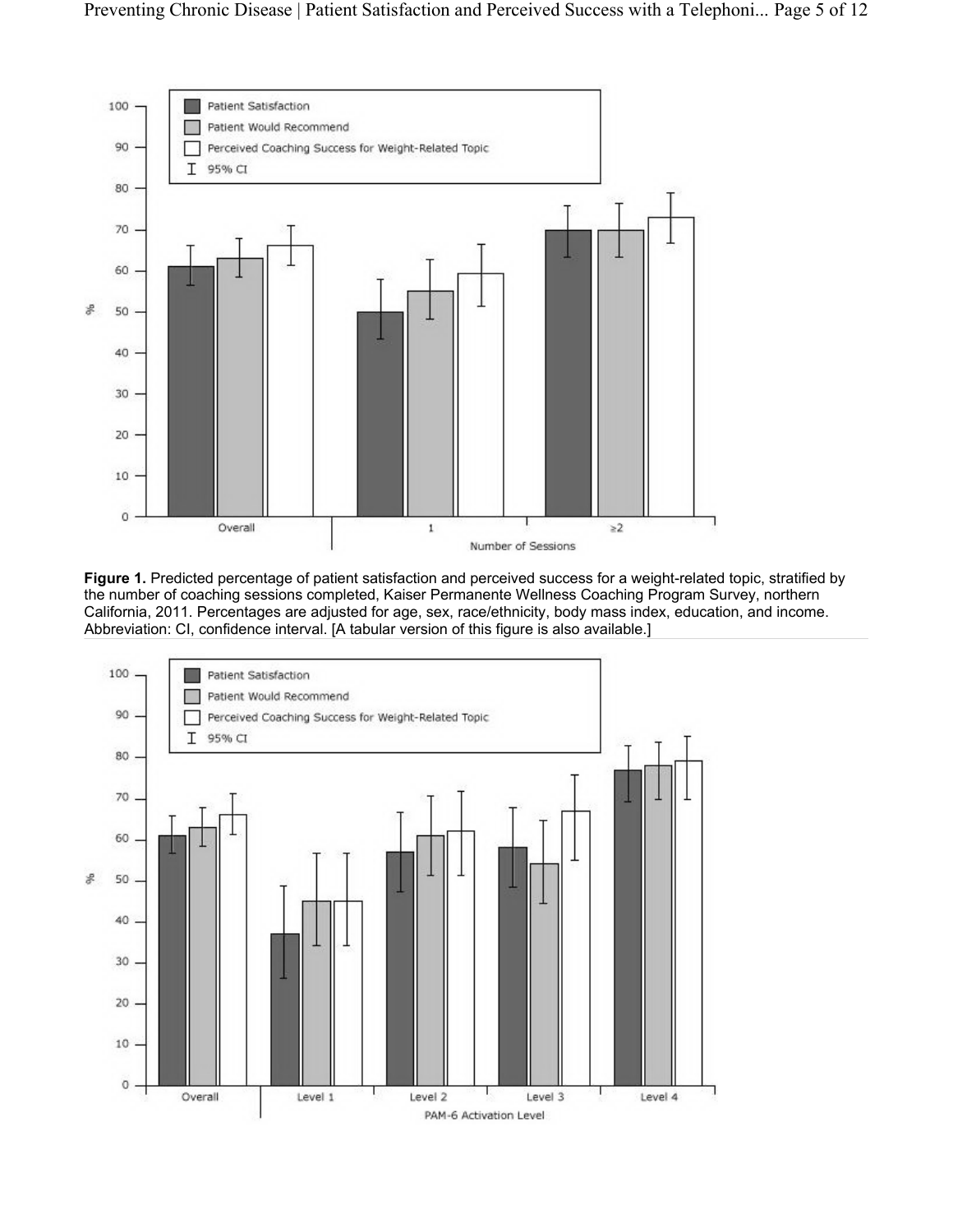**Figure 1.** Predicted percentage of patient satisfaction and perceived success for a weight-related topic, stratified by the number of coaching sessions completed, Kaiser Permanente Wellness Coaching Program Survey, northern California, 2011. Percentages are adjusted for age, sex, race/ethnicity, body mass index, education, and income. Abbreviation: CI, confidence interval. [A tabular version of this figure is also available.]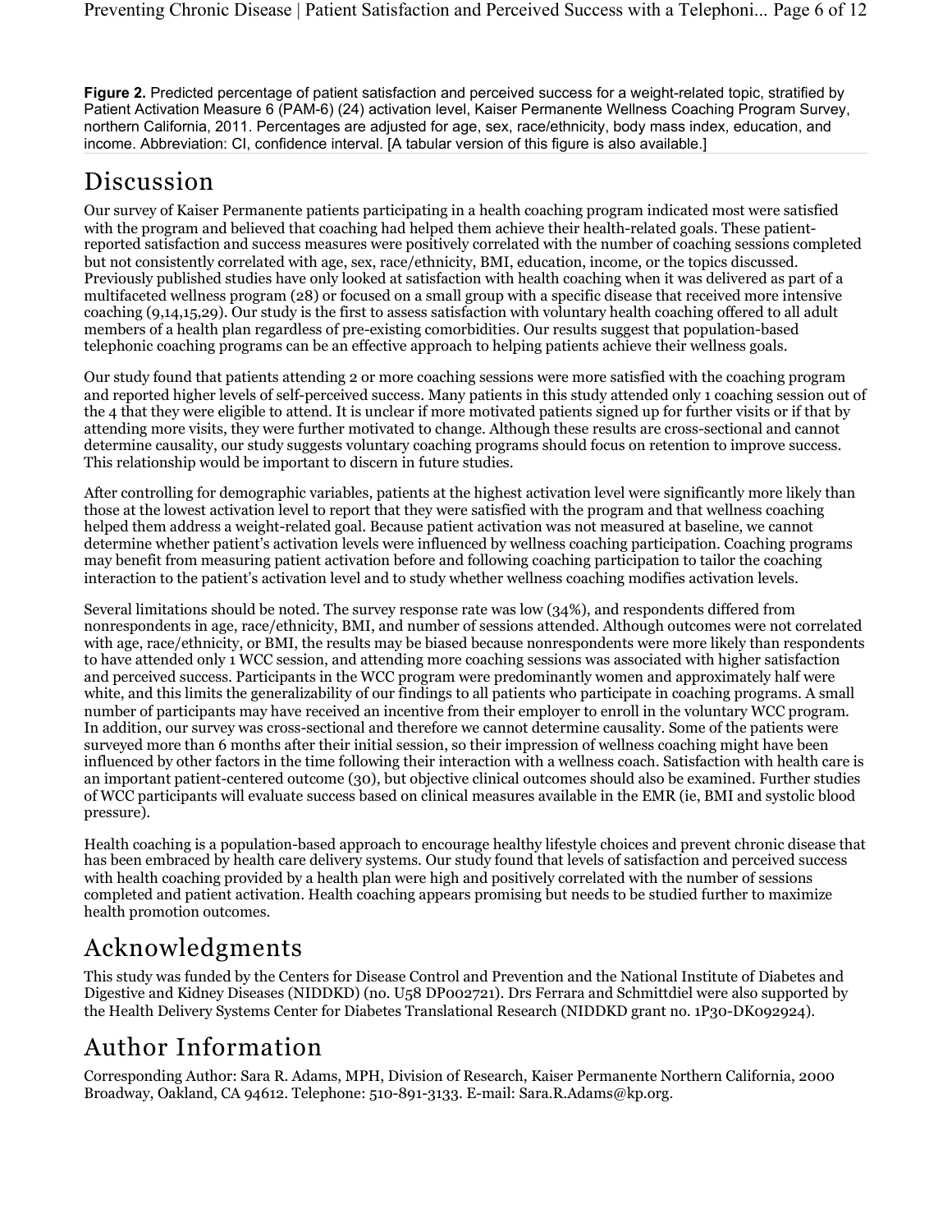**Figure 2.** Predicted percentage of patient satisfaction and perceived success for a weight-related topic, stratified by Patient Activation Measure 6 (PAM-6) (24) activation level, Kaiser Permanente Wellness Coaching Program Survey, northern California, 2011. Percentages are adjusted for age, sex, race/ethnicity, body mass index, education, and income. Abbreviation: CI, confidence interval. [A tabular version of this figure is also available.]

## Discussion

Our survey of Kaiser Permanente patients participating in a health coaching program indicated most were satisfied with the program and believed that coaching had helped them achieve their health-related goals. These patient-reported satisfaction and success measures were positively correlated with the number of coaching sessions completed but not consistently correlated with age, sex, race/ethnicity, BMI, education, income, or the topics discussed. Previously published studies have only looked at satisfaction with health coaching when it was delivered as part of a multifaceted wellness program (28) or focused on a small group with a specific disease that received more intensive coaching (9,14,15,29). Our study is the first to assess satisfaction with voluntary health coaching offered to all adult members of a health plan regardless of pre-existing comorbidities. Our results suggest that population-based telephonic coaching programs can be an effective approach to helping patients achieve their wellness goals.

Our study found that patients attending 2 or more coaching sessions were more satisfied with the coaching program and reported higher levels of self-perceived success. Many patients in this study attended only 1 coaching session out of the 4 that they were eligible to attend. It is unclear if more motivated patients signed up for further visits or if that by attending more visits, they were further motivated to change. Although these results are cross-sectional and cannot determine causality, our study suggests voluntary coaching programs should focus on retention to improve success. This relationship would be important to discern in future studies.

After controlling for demographic variables, patients at the highest activation level were significantly more likely than those at the lowest activation level to report that they were satisfied with the program and that wellness coaching helped them address a weight-related goal. Because patient activation was not measured at baseline, we cannot determine whether patient's activation levels were influenced by wellness coaching participation. Coaching programs may benefit from measuring patient activation before and following coaching participation to tailor the coaching interaction to the patient's activation level and to study whether wellness coaching modifies activation levels.

Several limitations should be noted. The survey response rate was low (34%), and respondents differed from nonrespondents in age, race/ethnicity, BMI, and number of sessions attended. Although outcomes were not correlated with age, race/ethnicity, or BMI, the results may be biased because nonrespondents were more likely than respondents to have attended only 1 WCC session, and attending more coaching sessions was associated with higher satisfaction and perceived success. Participants in the WCC program were predominantly women and approximately half were white, and this limits the generalizability of our findings to all patients who participate in coaching programs. A small number of participants may have received an incentive from their employer to enroll in the voluntary WCC program. In addition, our survey was cross-sectional and therefore we cannot determine causality. Some of the patients were surveyed more than 6 months after their initial session, so their impression of wellness coaching might have been influenced by other factors in the time following their interaction with a wellness coach. Satisfaction with health care is an important patient-centered outcome (30), but objective clinical outcomes should also be examined. Further studies of WCC participants will evaluate success based on clinical measures available in the EMR (ie, BMI and systolic blood pressure).

Health coaching is a population-based approach to encourage healthy lifestyle choices and prevent chronic disease that has been embraced by health care delivery systems. Our study found that levels of satisfaction and perceived success with health coaching provided by a health plan were high and positively correlated with the number of sessions completed and patient activation. Health coaching appears promising but needs to be studied further to maximize health promotion outcomes.

## Acknowledgments

This study was funded by the Centers for Disease Control and Prevention and the National Institute of Diabetes and Digestive and Kidney Diseases (NIDDKD) (no. U58 DP002721). Drs Ferrara and Schmittdiel were also supported by the Health Delivery Systems Center for Diabetes Translational Research (NIDDKD grant no. 1P30-DK092924).

## Author Information

Corresponding Author: Sara R. Adams, MPH, Division of Research, Kaiser Permanente Northern California, 2000 Broadway, Oakland, CA 94612. Telephone: 510-891-3133. E-mail: Sara.R.Adams@kp.org.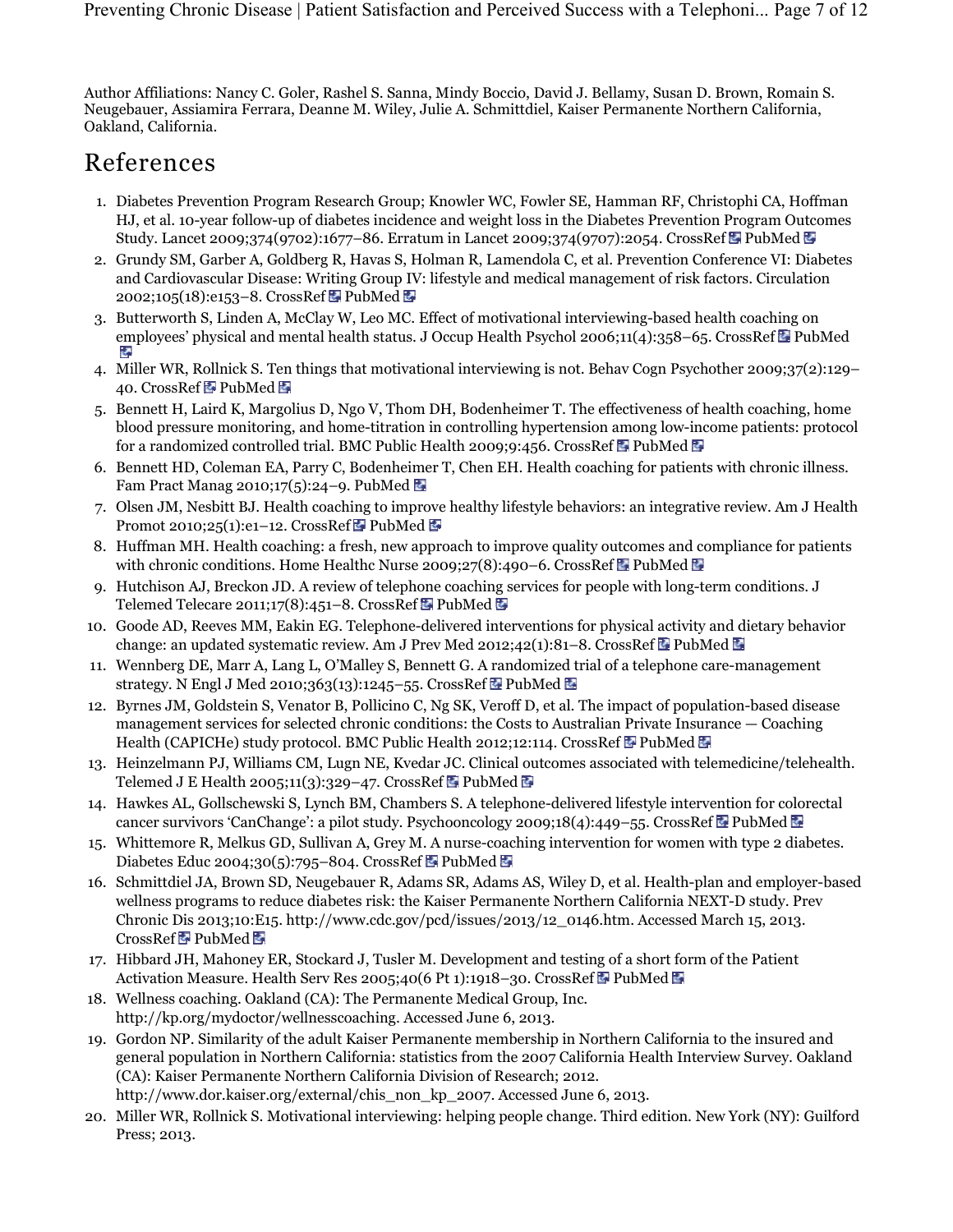Author Affiliations: Nancy C. Goler, Rashel S. Sanna, Mindy Boccio, David J. Bellamy, Susan D. Brown, Romain S. Neugebauer, Assiamira Ferrara, Deanne M. Wiley, Julie A. Schmittdiel, Kaiser Permanente Northern California, Oakland, California.

# References

1. Diabetes Prevention Program Research Group; Knowler WC, Fowler SE, Hamman RF, Christophi CA, Hoffman HJ, et al. 10-year follow-up of diabetes incidence and weight loss in the Diabetes Prevention Program Outcomes Study. Lancet 2009;374(9702):1677–86. Erratum in Lancet 2009;374(9707):2054. CrossRef PubMed
2. Grundy SM, Garber A, Goldberg R, Havas S, Holman R, Lamendola C, et al. Prevention Conference VI: Diabetes and Cardiovascular Disease: Writing Group IV: lifestyle and medical management of risk factors. Circulation 2002;105(18):e153–8. CrossRef PubMed
3. Butterworth S, Linden A, McClay W, Leo MC. Effect of motivational interviewing-based health coaching on employees' physical and mental health status. J Occup Health Psychol 2006;11(4):358–65. CrossRef PubMed
4. Miller WR, Rollnick S. Ten things that motivational interviewing is not. Behav Cogn Psychother 2009;37(2):129–40. CrossRef PubMed
5. Bennett H, Laird K, Margolius D, Ngo V, Thom DH, Bodenheimer T. The effectiveness of health coaching, home blood pressure monitoring, and home-titration in controlling hypertension among low-income patients: protocol for a randomized controlled trial. BMC Public Health 2009;9:456. CrossRef PubMed
6. Bennett HD, Coleman EA, Parry C, Bodenheimer T, Chen EH. Health coaching for patients with chronic illness. Fam Pract Manag 2010;17(5):24–9. PubMed
7. Olsen JM, Nesbitt BJ. Health coaching to improve healthy lifestyle behaviors: an integrative review. Am J Health Promot 2010;25(1):e1–12. CrossRef PubMed
8. Huffman MH. Health coaching: a fresh, new approach to improve quality outcomes and compliance for patients with chronic conditions. Home Healthc Nurse 2009;27(8):490–6. CrossRef PubMed
9. Hutchison AJ, Breckon JD. A review of telephone coaching services for people with long-term conditions. J Telemed Telecare 2011;17(8):451–8. CrossRef PubMed
10. Goode AD, Reeves MM, Eakin EG. Telephone-delivered interventions for physical activity and dietary behavior change: an updated systematic review. Am J Prev Med 2012;42(1):81–8. CrossRef PubMed
11. Wennberg DE, Marr A, Lang L, O'Malley S, Bennett G. A randomized trial of a telephone care-management strategy. N Engl J Med 2010;363(13):1245–55. CrossRef PubMed
12. Byrnes JM, Goldstein S, Venator B, Pollicino C, Ng SK, Veroff D, et al. The impact of population-based disease management services for selected chronic conditions: the Costs to Australian Private Insurance — Coaching Health (CAPICHe) study protocol. BMC Public Health 2012;12:114. CrossRef PubMed
13. Heinzelmann PJ, Williams CM, Lugn NE, Kvedar JC. Clinical outcomes associated with telemedicine/telehealth. Telemed J E Health 2005;11(3):329–47. CrossRef PubMed
14. Hawkes AL, Gollschewski S, Lynch BM, Chambers S. A telephone-delivered lifestyle intervention for colorectal cancer survivors 'CanChange': a pilot study. Psychooncology 2009;18(4):449–55. CrossRef PubMed
15. Whittemore R, Melkus GD, Sullivan A, Grey M. A nurse-coaching intervention for women with type 2 diabetes. Diabetes Educ 2004;30(5):795–804. CrossRef PubMed
16. Schmittdiel JA, Brown SD, Neugebauer R, Adams SR, Adams AS, Wiley D, et al. Health-plan and employer-based wellness programs to reduce diabetes risk: the Kaiser Permanente Northern California NEXT-D study. Prev Chronic Dis 2013;10:E15. http://www.cdc.gov/pcd/issues/2013/12_0146.htm. Accessed March 15, 2013. CrossRef PubMed
17. Hibbard JH, Mahoney ER, Stockard J, Tusler M. Development and testing of a short form of the Patient Activation Measure. Health Serv Res 2005;40(6 Pt 1):1918–30. CrossRef PubMed
18. Wellness coaching. Oakland (CA): The Permanente Medical Group, Inc. http://kp.org/mydoctor/wellnesscoaching. Accessed June 6, 2013.
19. Gordon NP. Similarity of the adult Kaiser Permanente membership in Northern California to the insured and general population in Northern California: statistics from the 2007 California Health Interview Survey. Oakland (CA): Kaiser Permanente Northern California Division of Research; 2012. http://www.dor.kaiser.org/external/chis_non_kp_2007. Accessed June 6, 2013.
20. Miller WR, Rollnick S. Motivational interviewing: helping people change. Third edition. New York (NY): Guilford Press; 2013.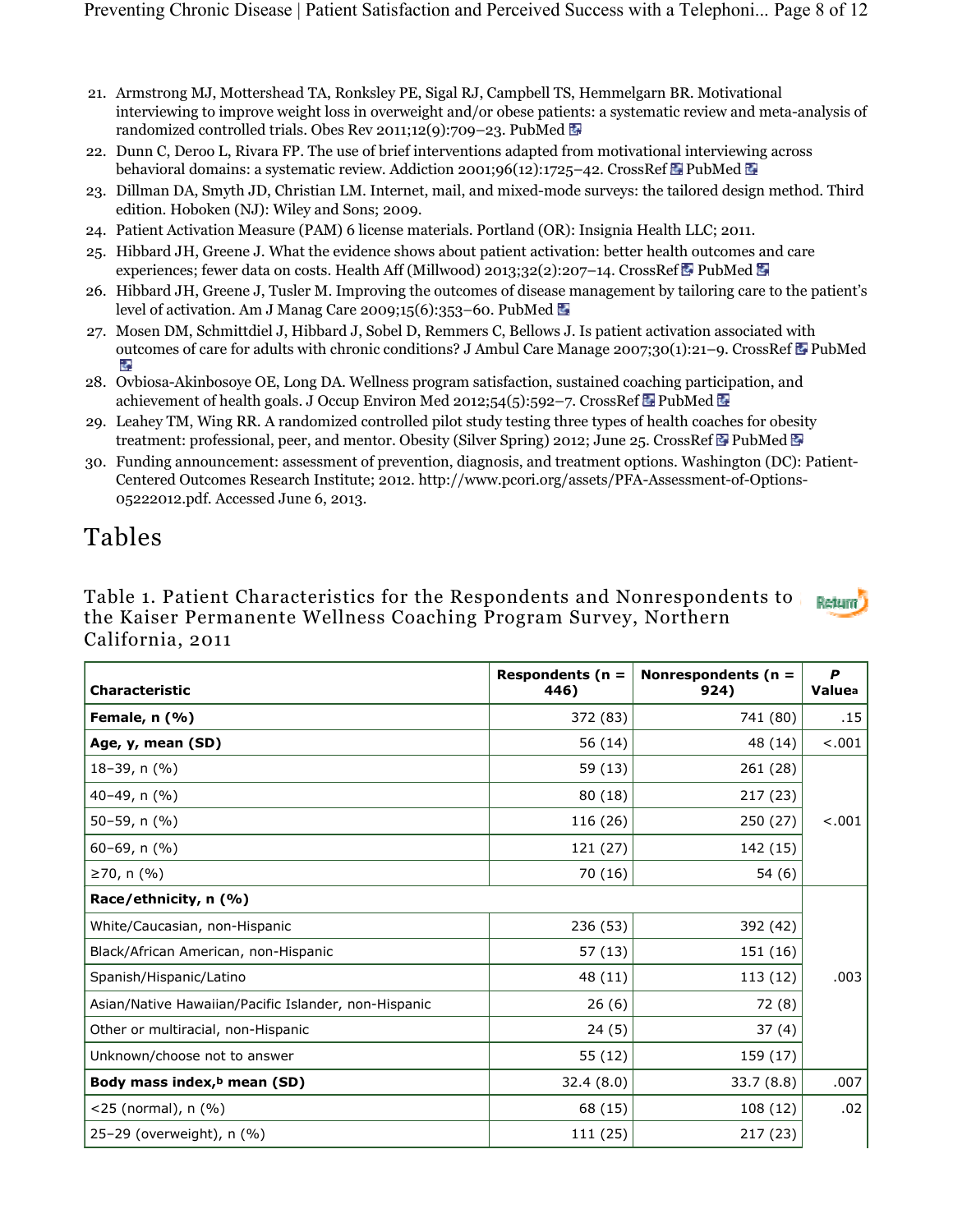21. Armstrong MJ, Mottershead TA, Ronksley PE, Sigal RJ, Campbell TS, Hemmelgarn BR. Motivational interviewing to improve weight loss in overweight and/or obese patients: a systematic review and meta-analysis of randomized controlled trials. Obes Rev 2011;12(9):709–23. PubMed
22. Dunn C, Deroo L, Rivara FP. The use of brief interventions adapted from motivational interviewing across behavioral domains: a systematic review. Addiction 2001;96(12):1725–42. CrossRef PubMed
23. Dillman DA, Smyth JD, Christian LM. Internet, mail, and mixed-mode surveys: the tailored design method. Third edition. Hoboken (NJ): Wiley and Sons; 2009.
24. Patient Activation Measure (PAM) 6 license materials. Portland (OR): Insignia Health LLC; 2011.
25. Hibbard JH, Greene J. What the evidence shows about patient activation: better health outcomes and care experiences; fewer data on costs. Health Aff (Millwood) 2013;32(2):207–14. CrossRef PubMed
26. Hibbard JH, Greene J, Tusler M. Improving the outcomes of disease management by tailoring care to the patient's level of activation. Am J Manag Care 2009;15(6):353–60. PubMed
27. Mosen DM, Schmittdiel J, Hibbard J, Sobel D, Remmers C, Bellows J. Is patient activation associated with outcomes of care for adults with chronic conditions? J Ambul Care Manage 2007;30(1):21–9. CrossRef PubMed
28. Ovbiosa-Akinbosoye OE, Long DA. Wellness program satisfaction, sustained coaching participation, and achievement of health goals. J Occup Environ Med 2012;54(5):592–7. CrossRef PubMed
29. Leahey TM, Wing RR. A randomized controlled pilot study testing three types of health coaches for obesity treatment: professional, peer, and mentor. Obesity (Silver Spring) 2012; June 25. CrossRef PubMed
30. Funding announcement: assessment of prevention, diagnosis, and treatment options. Washington (DC): Patient-Centered Outcomes Research Institute; 2012. http://www.pcori.org/assets/PFA-Assessment-of-Options-05222012.pdf. Accessed June 6, 2013.

## Tables

### Table 1. Patient Characteristics for the Respondents and Nonrespondents to the Kaiser Permanente Wellness Coaching Program Survey, Northern California, 2011

| Characteristic | Respondents (n = 446) | Nonrespondents (n = 924) | P Value[a] |
|---|---|---|---|
| **Female, n (%)** | 372 (83) | 741 (80) | .15 |
| **Age, y, mean (SD)** | 56 (14) | 48 (14) | <.001 |
| 18–39, n (%) | 59 (13) | 261 (28) | <.001 |
| 40–49, n (%) | 80 (18) | 217 (23) | |
| 50–59, n (%) | 116 (26) | 250 (27) | |
| 60–69, n (%) | 121 (27) | 142 (15) | |
| ≥70, n (%) | 70 (16) | 54 (6) | |
| **Race/ethnicity, n (%)** | | | .003 |
| White/Caucasian, non-Hispanic | 236 (53) | 392 (42) | |
| Black/African American, non-Hispanic | 57 (13) | 151 (16) | |
| Spanish/Hispanic/Latino | 48 (11) | 113 (12) | |
| Asian/Native Hawaiian/Pacific Islander, non-Hispanic | 26 (6) | 72 (8) | |
| Other or multiracial, non-Hispanic | 24 (5) | 37 (4) | |
| Unknown/choose not to answer | 55 (12) | 159 (17) | |
| **Body mass index,[b] mean (SD)** | 32.4 (8.0) | 33.7 (8.8) | .007 |
| <25 (normal), n (%) | 68 (15) | 108 (12) | .02 |
| 25–29 (overweight), n (%) | 111 (25) | 217 (23) | |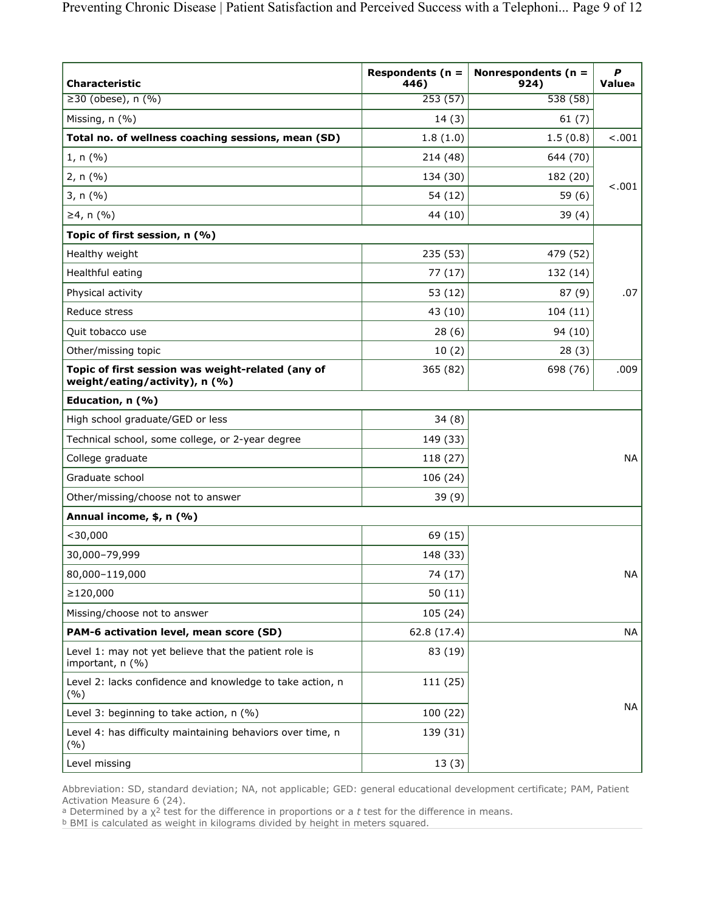| Characteristic | Respondents (n = 446) | Nonrespondents (n = 924) | *P* Value[a] |
|---|---|---|---|
| ≥30 (obese), n (%) | 253 (57) | 538 (58) | |
| Missing, n (%) | 14 (3) | 61 (7) | |
| **Total no. of wellness coaching sessions, mean (SD)** | 1.8 (1.0) | 1.5 (0.8) | <.001 |
| 1, n (%) | 214 (48) | 644 (70) | <.001 |
| 2, n (%) | 134 (30) | 182 (20) | |
| 3, n (%) | 54 (12) | 59 (6) | |
| ≥4, n (%) | 44 (10) | 39 (4) | |
| **Topic of first session, n (%)** | | | .07 |
| Healthy weight | 235 (53) | 479 (52) | |
| Healthful eating | 77 (17) | 132 (14) | |
| Physical activity | 53 (12) | 87 (9) | |
| Reduce stress | 43 (10) | 104 (11) | |
| Quit tobacco use | 28 (6) | 94 (10) | |
| Other/missing topic | 10 (2) | 28 (3) | |
| **Topic of first session was weight-related (any of weight/eating/activity), n (%)** | 365 (82) | 698 (76) | .009 |
| **Education, n (%)** | | | |
| High school graduate/GED or less | 34 (8) | | NA |
| Technical school, some college, or 2-year degree | 149 (33) | | |
| College graduate | 118 (27) | | |
| Graduate school | 106 (24) | | |
| Other/missing/choose not to answer | 39 (9) | | |
| **Annual income, $, n (%)** | | | |
| <30,000 | 69 (15) | | NA |
| 30,000–79,999 | 148 (33) | | |
| 80,000–119,000 | 74 (17) | | |
| ≥120,000 | 50 (11) | | |
| Missing/choose not to answer | 105 (24) | | |
| **PAM-6 activation level, mean score (SD)** | 62.8 (17.4) | | NA |
| Level 1: may not yet believe that the patient role is important, n (%) | 83 (19) | | NA |
| Level 2: lacks confidence and knowledge to take action, n (%) | 111 (25) | | |
| Level 3: beginning to take action, n (%) | 100 (22) | | |
| Level 4: has difficulty maintaining behaviors over time, n (%) | 139 (31) | | |
| Level missing | 13 (3) | | |

Abbreviation: SD, standard deviation; NA, not applicable; GED: general educational development certificate; PAM, Patient Activation Measure 6 (24).

[a] Determined by a $\chi^2$ test for the difference in proportions or a *t* test for the difference in means.

[b] BMI is calculated as weight in kilograms divided by height in meters squared.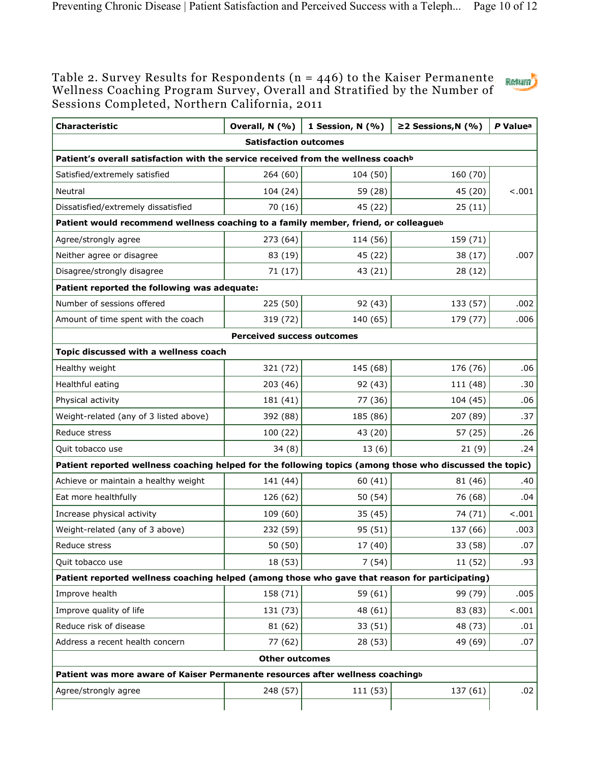Table 2. Survey Results for Respondents (n = 446) to the Kaiser Permanente Wellness Coaching Program Survey, Overall and Stratified by the Number of Sessions Completed, Northern California, 2011

| Characteristic | Overall, N (%) | 1 Session, N (%) | ≥2 Sessions,N (%) | *P* Value[a] |
|---|---|---|---|---|
| **Satisfaction outcomes** | | | | |
| **Patient's overall satisfaction with the service received from the wellness coach[b]** | | | | |
| Satisfied/extremely satisfied | 264 (60) | 104 (50) | 160 (70) | <.001 |
| Neutral | 104 (24) | 59 (28) | 45 (20) | |
| Dissatisfied/extremely dissatisfied | 70 (16) | 45 (22) | 25 (11) | |
| **Patient would recommend wellness coaching to a family member, friend, or colleague[b]** | | | | |
| Agree/strongly agree | 273 (64) | 114 (56) | 159 (71) | .007 |
| Neither agree or disagree | 83 (19) | 45 (22) | 38 (17) | |
| Disagree/strongly disagree | 71 (17) | 43 (21) | 28 (12) | |
| **Patient reported the following was adequate:** | | | | |
| Number of sessions offered | 225 (50) | 92 (43) | 133 (57) | .002 |
| Amount of time spent with the coach | 319 (72) | 140 (65) | 179 (77) | .006 |
| **Perceived success outcomes** | | | | |
| **Topic discussed with a wellness coach** | | | | |
| Healthy weight | 321 (72) | 145 (68) | 176 (76) | .06 |
| Healthful eating | 203 (46) | 92 (43) | 111 (48) | .30 |
| Physical activity | 181 (41) | 77 (36) | 104 (45) | .06 |
| Weight-related (any of 3 listed above) | 392 (88) | 185 (86) | 207 (89) | .37 |
| Reduce stress | 100 (22) | 43 (20) | 57 (25) | .26 |
| Quit tobacco use | 34 (8) | 13 (6) | 21 (9) | .24 |
| **Patient reported wellness coaching helped for the following topics (among those who discussed the topic)** | | | | |
| Achieve or maintain a healthy weight | 141 (44) | 60 (41) | 81 (46) | .40 |
| Eat more healthfully | 126 (62) | 50 (54) | 76 (68) | .04 |
| Increase physical activity | 109 (60) | 35 (45) | 74 (71) | <.001 |
| Weight-related (any of 3 above) | 232 (59) | 95 (51) | 137 (66) | .003 |
| Reduce stress | 50 (50) | 17 (40) | 33 (58) | .07 |
| Quit tobacco use | 18 (53) | 7 (54) | 11 (52) | .93 |
| **Patient reported wellness coaching helped (among those who gave that reason for participating)** | | | | |
| Improve health | 158 (71) | 59 (61) | 99 (79) | .005 |
| Improve quality of life | 131 (73) | 48 (61) | 83 (83) | <.001 |
| Reduce risk of disease | 81 (62) | 33 (51) | 48 (73) | .01 |
| Address a recent health concern | 77 (62) | 28 (53) | 49 (69) | .07 |
| **Other outcomes** | | | | |
| **Patient was more aware of Kaiser Permanente resources after wellness coaching[b]** | | | | |
| Agree/strongly agree | 248 (57) | 111 (53) | 137 (61) | .02 |
| | | | | |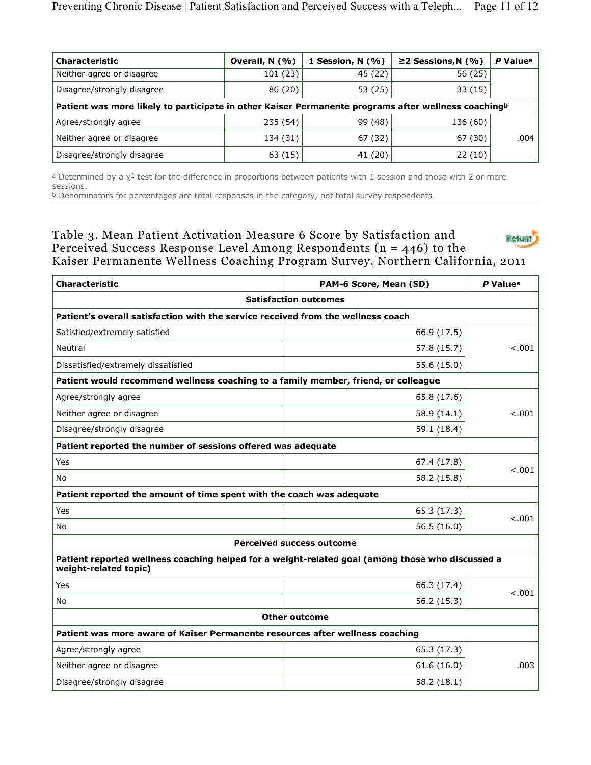| Characteristic | Overall, N (%) | 1 Session, N (%) | ≥2 Sessions,N (%) | *P* Value[a] |
|---|---|---|---|---|
| Neither agree or disagree | 101 (23) | 45 (22) | 56 (25) | |
| Disagree/strongly disagree | 86 (20) | 53 (25) | 33 (15) | |
| **Patient was more likely to participate in other Kaiser Permanente programs after wellness coaching[b]** | | | | |
| Agree/strongly agree | 235 (54) | 99 (48) | 136 (60) | .004 |
| Neither agree or disagree | 134 (31) | 67 (32) | 67 (30) | |
| Disagree/strongly disagree | 63 (15) | 41 (20) | 22 (10) | |

[a] Determined by a $\chi^2$ test for the difference in proportions between patients with 1 session and those with 2 or more sessions.
[b] Denominators for percentages are total responses in the category, not total survey respondents.

## Table 3. Mean Patient Activation Measure 6 Score by Satisfaction and Perceived Success Response Level Among Respondents (n = 446) to the Kaiser Permanente Wellness Coaching Program Survey, Northern California, 2011

| Characteristic | PAM-6 Score, Mean (SD) | *P* Value[a] |
|---|---|---|
| **Satisfaction outcomes** | | |
| **Patient's overall satisfaction with the service received from the wellness coach** | | |
| Satisfied/extremely satisfied | 66.9 (17.5) | <.001 |
| Neutral | 57.8 (15.7) | |
| Dissatisfied/extremely dissatisfied | 55.6 (15.0) | |
| **Patient would recommend wellness coaching to a family member, friend, or colleague** | | |
| Agree/strongly agree | 65.8 (17.6) | <.001 |
| Neither agree or disagree | 58.9 (14.1) | |
| Disagree/strongly disagree | 59.1 (18.4) | |
| **Patient reported the number of sessions offered was adequate** | | |
| Yes | 67.4 (17.8) | <.001 |
| No | 58.2 (15.8) | |
| **Patient reported the amount of time spent with the coach was adequate** | | |
| Yes | 65.3 (17.3) | <.001 |
| No | 56.5 (16.0) | |
| **Perceived success outcome** | | |
| **Patient reported wellness coaching helped for a weight-related goal (among those who discussed a weight-related topic)** | | |
| Yes | 66.3 (17.4) | <.001 |
| No | 56.2 (15.3) | |
| **Other outcome** | | |
| **Patient was more aware of Kaiser Permanente resources after wellness coaching** | | |
| Agree/strongly agree | 65.3 (17.3) | .003 |
| Neither agree or disagree | 61.6 (16.0) | |
| Disagree/strongly disagree | 58.2 (18.1) | |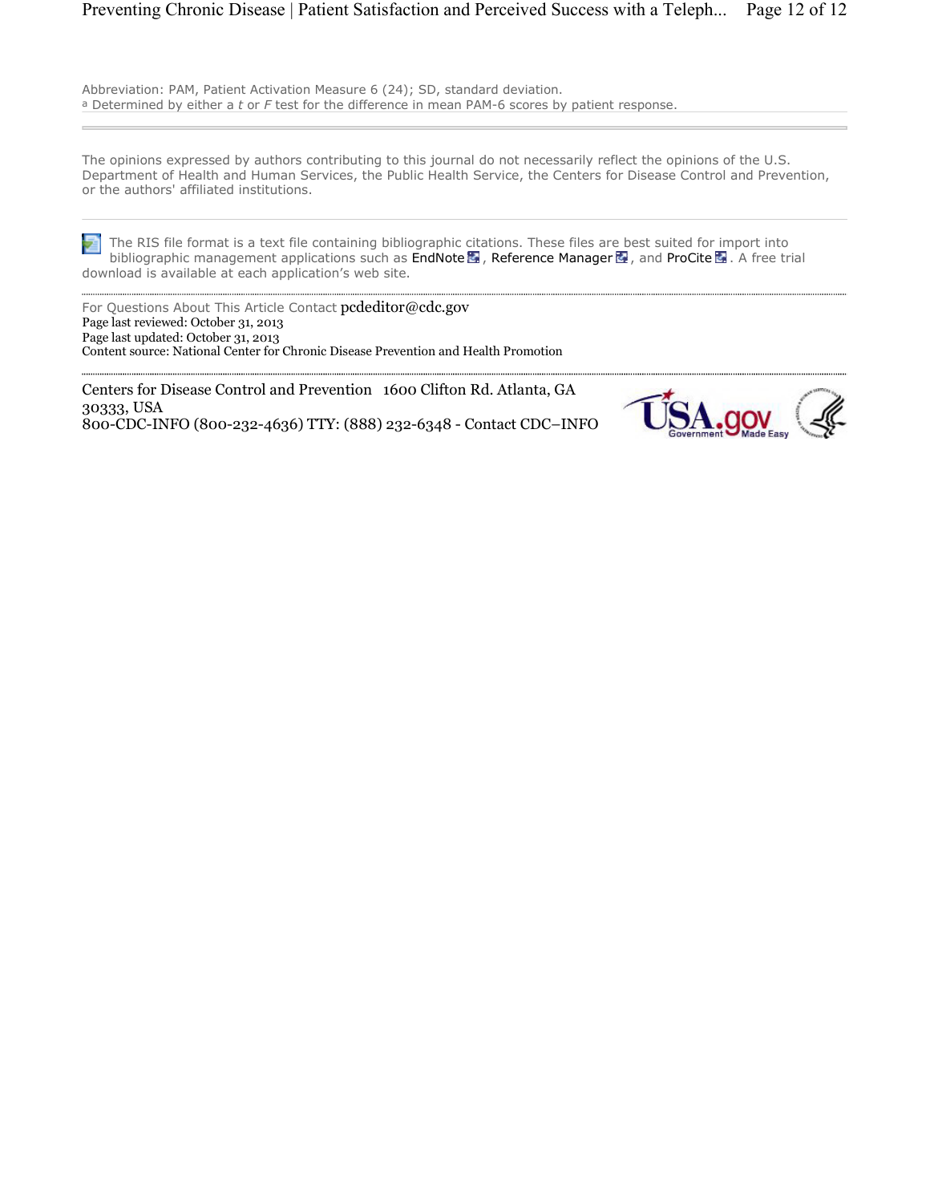Abbreviation: PAM, Patient Activation Measure 6 (24); SD, standard deviation.
[a] Determined by either a *t* or *F* test for the difference in mean PAM-6 scores by patient response.

---

The opinions expressed by authors contributing to this journal do not necessarily reflect the opinions of the U.S. Department of Health and Human Services, the Public Health Service, the Centers for Disease Control and Prevention, or the authors' affiliated institutions.

---

The RIS file format is a text file containing bibliographic citations. These files are best suited for import into bibliographic management applications such as EndNote, Reference Manager, and ProCite. A free trial download is available at each application's web site.

For Questions About This Article Contact pcdeditor@cdc.gov
Page last reviewed: October 31, 2013
Page last updated: October 31, 2013
Content source: National Center for Chronic Disease Prevention and Health Promotion

Centers for Disease Control and Prevention 1600 Clifton Rd. Atlanta, GA 30333, USA
800-CDC-INFO (800-232-4636) TTY: (888) 232-6348 - Contact CDC–INFO